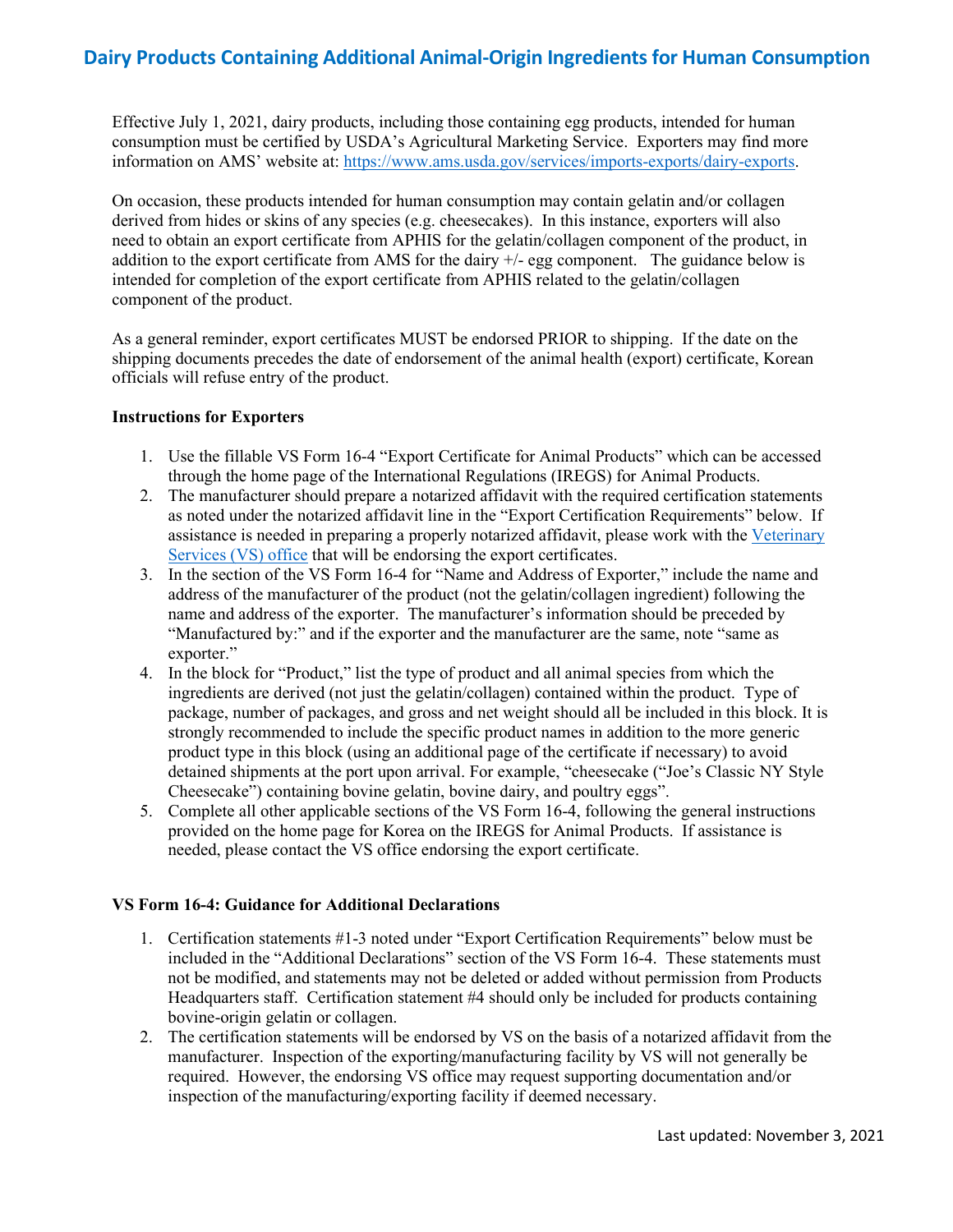# Dairy Products Containing Additional Animal-Origin Ingredients for Human Consumption

Effective July 1, 2021, dairy products, including those containing egg products, intended for human consumption must be certified by USDA's Agricultural Marketing Service. Exporters may find more information on AMS' website at: [https://www.ams.usda.gov/services/imports-exports/dairy-exports](https://www.ams.usda.gov/services/imports-exports/dairy-exports).

On occasion, these products intended for human consumption may contain gelatin and/or collagen derived from hides or skins of any species (e.g. cheesecakes). In this instance, exporters will also need to obtain an export certificate from APHIS for the gelatin/collagen component of the product, in addition to the export certificate from AMS for the dairy +/- egg component. The guidance below is intended for completion of the export certificate from APHIS related to the gelatin/collagen component of the product.

As a general reminder, export certificates MUST be endorsed PRIOR to shipping. If the date on the shipping documents precedes the date of endorsement of the animal health (export) certificate, Korean officials will refuse entry of the product.

**Instructions for Exporters**

1. Use the fillable VS Form 16-4 "Export Certificate for Animal Products" which can be accessed through the home page of the International Regulations (IREGS) for Animal Products.
2. The manufacturer should prepare a notarized affidavit with the required certification statements as noted under the notarized affidavit line in the "Export Certification Requirements" below. If assistance is needed in preparing a properly notarized affidavit, please work with the Veterinary Services (VS) office that will be endorsing the export certificates.
3. In the section of the VS Form 16-4 for "Name and Address of Exporter," include the name and address of the manufacturer of the product (not the gelatin/collagen ingredient) following the name and address of the exporter. The manufacturer's information should be preceded by "Manufactured by:" and if the exporter and the manufacturer are the same, note "same as exporter."
4. In the block for "Product," list the type of product and all animal species from which the ingredients are derived (not just the gelatin/collagen) contained within the product. Type of package, number of packages, and gross and net weight should all be included in this block. It is strongly recommended to include the specific product names in addition to the more generic product type in this block (using an additional page of the certificate if necessary) to avoid detained shipments at the port upon arrival. For example, "cheesecake ("Joe's Classic NY Style Cheesecake") containing bovine gelatin, bovine dairy, and poultry eggs".
5. Complete all other applicable sections of the VS Form 16-4, following the general instructions provided on the home page for Korea on the IREGS for Animal Products. If assistance is needed, please contact the VS office endorsing the export certificate.

**VS Form 16-4: Guidance for Additional Declarations**

1. Certification statements #1-3 noted under "Export Certification Requirements" below must be included in the "Additional Declarations" section of the VS Form 16-4. These statements must not be modified, and statements may not be deleted or added without permission from Products Headquarters staff. Certification statement #4 should only be included for products containing bovine-origin gelatin or collagen.
2. The certification statements will be endorsed by VS on the basis of a notarized affidavit from the manufacturer. Inspection of the exporting/manufacturing facility by VS will not generally be required. However, the endorsing VS office may request supporting documentation and/or inspection of the manufacturing/exporting facility if deemed necessary.

Last updated: November 3, 2021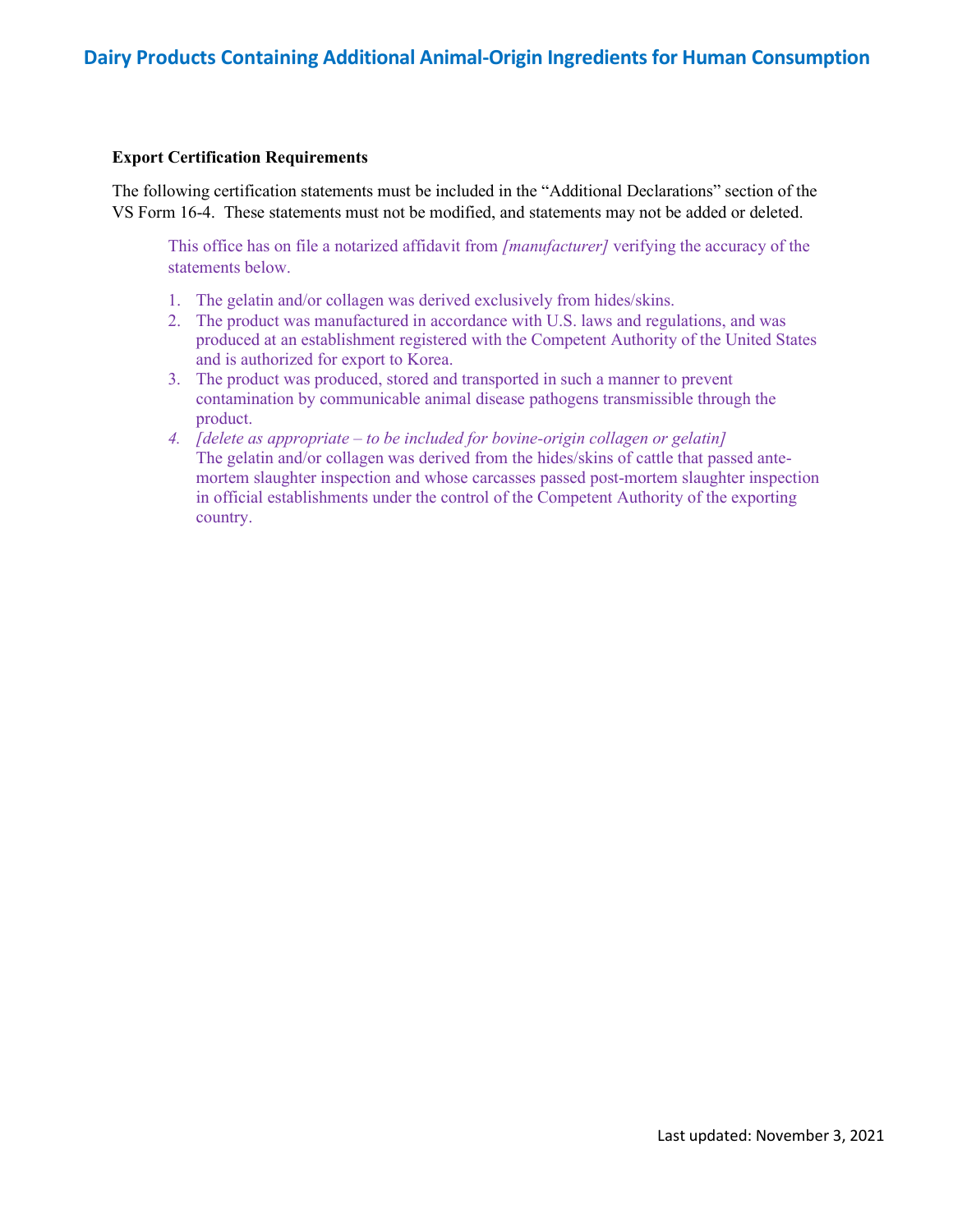# Dairy Products Containing Additional Animal-Origin Ingredients for Human Consumption

**Export Certification Requirements**

The following certification statements must be included in the "Additional Declarations" section of the VS Form 16-4. These statements must not be modified, and statements may not be added or deleted.

> This office has on file a notarized affidavit from *[manufacturer]* verifying the accuracy of the statements below.
>
> 1. The gelatin and/or collagen was derived exclusively from hides/skins.
> 2. The product was manufactured in accordance with U.S. laws and regulations, and was produced at an establishment registered with the Competent Authority of the United States and is authorized for export to Korea.
> 3. The product was produced, stored and transported in such a manner to prevent contamination by communicable animal disease pathogens transmissible through the product.
> 4. *[delete as appropriate – to be included for bovine-origin collagen or gelatin]*
> The gelatin and/or collagen was derived from the hides/skins of cattle that passed ante-mortem slaughter inspection and whose carcasses passed post-mortem slaughter inspection in official establishments under the control of the Competent Authority of the exporting country.

Last updated: November 3, 2021